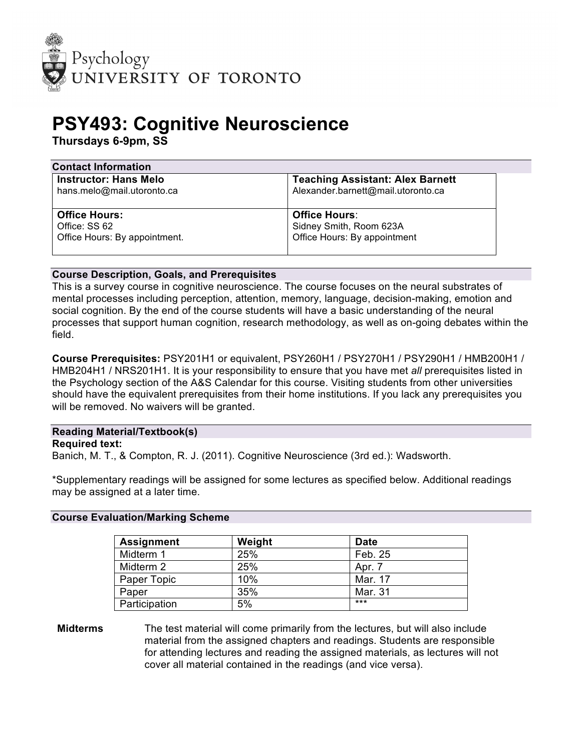Psychology
UNIVERSITY OF TORONTO

# PSY493: Cognitive Neuroscience

**Thursdays 6-9pm, SS**

## Contact Information

| **Instructor: Hans Melo** | **Teaching Assistant: Alex Barnett** |
|---|---|
| hans.melo@mail.utoronto.ca | Alexander.barnett@mail.utoronto.ca |
| **Office Hours:**<br>Office: SS 62<br>Office Hours: By appointment. | **Office Hours**:<br>Sidney Smith, Room 623A<br>Office Hours: By appointment |

## Course Description, Goals, and Prerequisites

This is a survey course in cognitive neuroscience. The course focuses on the neural substrates of mental processes including perception, attention, memory, language, decision-making, emotion and social cognition. By the end of the course students will have a basic understanding of the neural processes that support human cognition, research methodology, as well as on-going debates within the field.

**Course Prerequisites:** PSY201H1 or equivalent, PSY260H1 / PSY270H1 / PSY290H1 / HMB200H1 / HMB204H1 / NRS201H1. It is your responsibility to ensure that you have met *all* prerequisites listed in the Psychology section of the A&S Calendar for this course. Visiting students from other universities should have the equivalent prerequisites from their home institutions. If you lack any prerequisites you will be removed. No waivers will be granted.

## Reading Material/Textbook(s)

**Required text:**

Banich, M. T., & Compton, R. J. (2011). Cognitive Neuroscience (3rd ed.): Wadsworth.

*Supplementary readings will be assigned for some lectures as specified below. Additional readings may be assigned at a later time.

## Course Evaluation/Marking Scheme

| Assignment | Weight | Date |
|---|---|---|
| Midterm 1 | 25% | Feb. 25 |
| Midterm 2 | 25% | Apr. 7 |
| Paper Topic | 10% | Mar. 17 |
| Paper | 35% | Mar. 31 |
| Participation | 5% | *** |

**Midterms** The test material will come primarily from the lectures, but will also include material from the assigned chapters and readings. Students are responsible for attending lectures and reading the assigned materials, as lectures will not cover all material contained in the readings (and vice versa).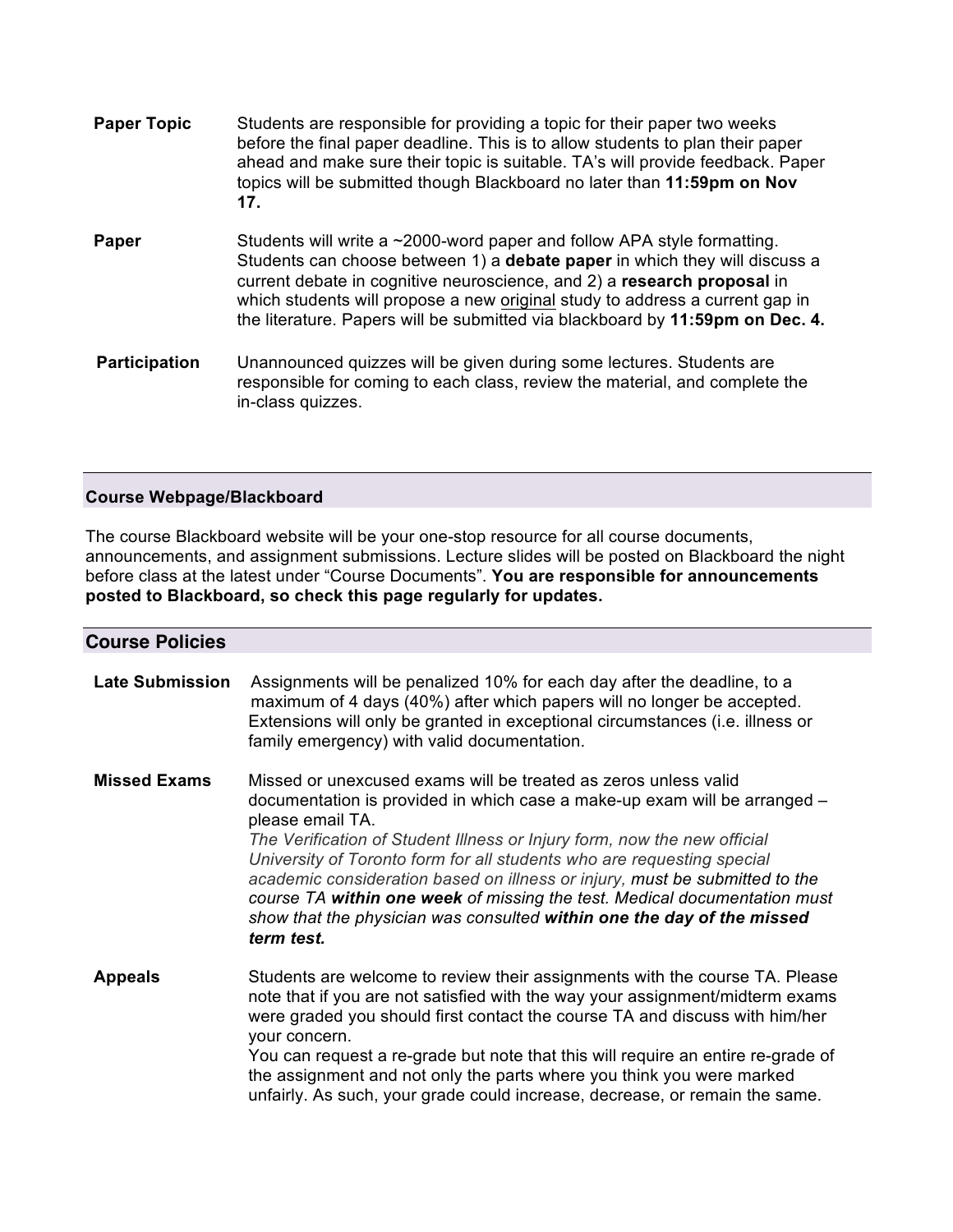| | |
|---|---|
| **Paper Topic** | Students are responsible for providing a topic for their paper two weeks before the final paper deadline. This is to allow students to plan their paper ahead and make sure their topic is suitable. TA's will provide feedback. Paper topics will be submitted though Blackboard no later than **11:59pm on Nov 17.** |
| **Paper** | Students will write a ~2000-word paper and follow APA style formatting. Students can choose between 1) a **debate paper** in which they will discuss a current debate in cognitive neuroscience, and 2) a **research proposal** in which students will propose a new original study to address a current gap in the literature. Papers will be submitted via blackboard by **11:59pm on Dec. 4.** |
| **Participation** | Unannounced quizzes will be given during some lectures. Students are responsible for coming to each class, review the material, and complete the in-class quizzes. |

### Course Webpage/Blackboard

The course Blackboard website will be your one-stop resource for all course documents, announcements, and assignment submissions. Lecture slides will be posted on Blackboard the night before class at the latest under "Course Documents". **You are responsible for announcements posted to Blackboard, so check this page regularly for updates.**

## Course Policies

| | |
|---|---|
| **Late Submission** | Assignments will be penalized 10% for each day after the deadline, to a maximum of 4 days (40%) after which papers will no longer be accepted. Extensions will only be granted in exceptional circumstances (i.e. illness or family emergency) with valid documentation. |
| **Missed Exams** | Missed or unexcused exams will be treated as zeros unless valid documentation is provided in which case a make-up exam will be arranged – please email TA. *The Verification of Student Illness or Injury form, now the new official University of Toronto form for all students who are requesting special academic consideration based on illness or injury, **must be submitted to the course TA within one week** of missing the test. Medical documentation must show that the physician was consulted **within one the day of the missed term test.*** |
| **Appeals** | Students are welcome to review their assignments with the course TA. Please note that if you are not satisfied with the way your assignment/midterm exams were graded you should first contact the course TA and discuss with him/her your concern. You can request a re-grade but note that this will require an entire re-grade of the assignment and not only the parts where you think you were marked unfairly. As such, your grade could increase, decrease, or remain the same. |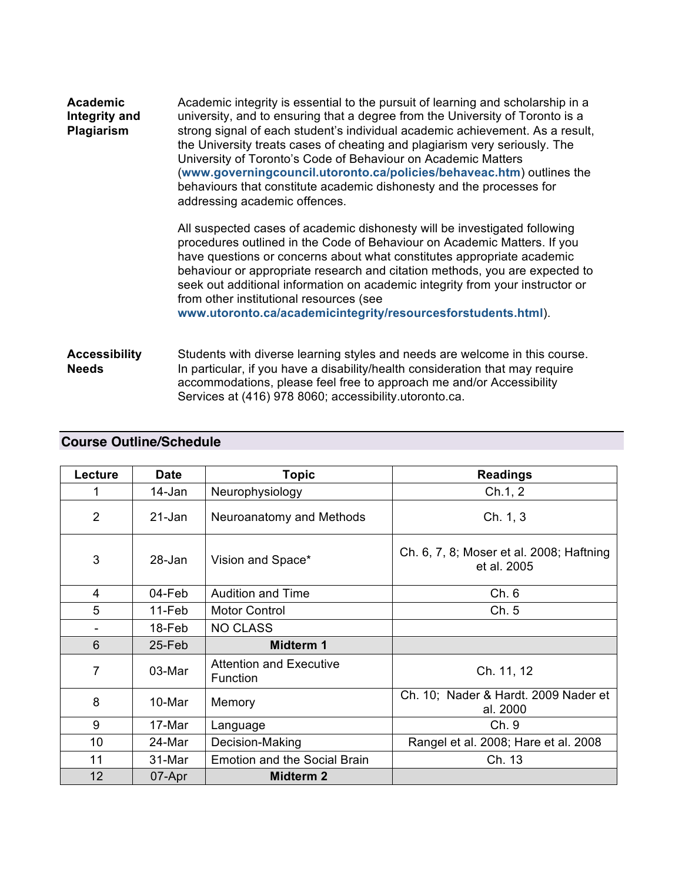**Academic Integrity and Plagiarism**

Academic integrity is essential to the pursuit of learning and scholarship in a university, and to ensuring that a degree from the University of Toronto is a strong signal of each student's individual academic achievement. As a result, the University treats cases of cheating and plagiarism very seriously. The University of Toronto's Code of Behaviour on Academic Matters (**www.governingcouncil.utoronto.ca/policies/behaveac.htm**) outlines the behaviours that constitute academic dishonesty and the processes for addressing academic offences.

All suspected cases of academic dishonesty will be investigated following procedures outlined in the Code of Behaviour on Academic Matters. If you have questions or concerns about what constitutes appropriate academic behaviour or appropriate research and citation methods, you are expected to seek out additional information on academic integrity from your instructor or from other institutional resources (see **www.utoronto.ca/academicintegrity/resourcesforstudents.html**).

**Accessibility Needs**

Students with diverse learning styles and needs are welcome in this course. In particular, if you have a disability/health consideration that may require accommodations, please feel free to approach me and/or Accessibility Services at (416) 978 8060; accessibility.utoronto.ca.

## Course Outline/Schedule

| Lecture | Date | Topic | Readings |
|---|---|---|---|
| 1 | 14-Jan | Neurophysiology | Ch.1, 2 |
| 2 | 21-Jan | Neuroanatomy and Methods | Ch. 1, 3 |
| 3 | 28-Jan | Vision and Space* | Ch. 6, 7, 8; Moser et al. 2008; Haftning et al. 2005 |
| 4 | 04-Feb | Audition and Time | Ch. 6 |
| 5 | 11-Feb | Motor Control | Ch. 5 |
| - | 18-Feb | NO CLASS | |
| 6 | 25-Feb | **Midterm 1** | |
| 7 | 03-Mar | Attention and Executive Function | Ch. 11, 12 |
| 8 | 10-Mar | Memory | Ch. 10; Nader & Hardt. 2009 Nader et al. 2000 |
| 9 | 17-Mar | Language | Ch. 9 |
| 10 | 24-Mar | Decision-Making | Rangel et al. 2008; Hare et al. 2008 |
| 11 | 31-Mar | Emotion and the Social Brain | Ch. 13 |
| 12 | 07-Apr | **Midterm 2** | |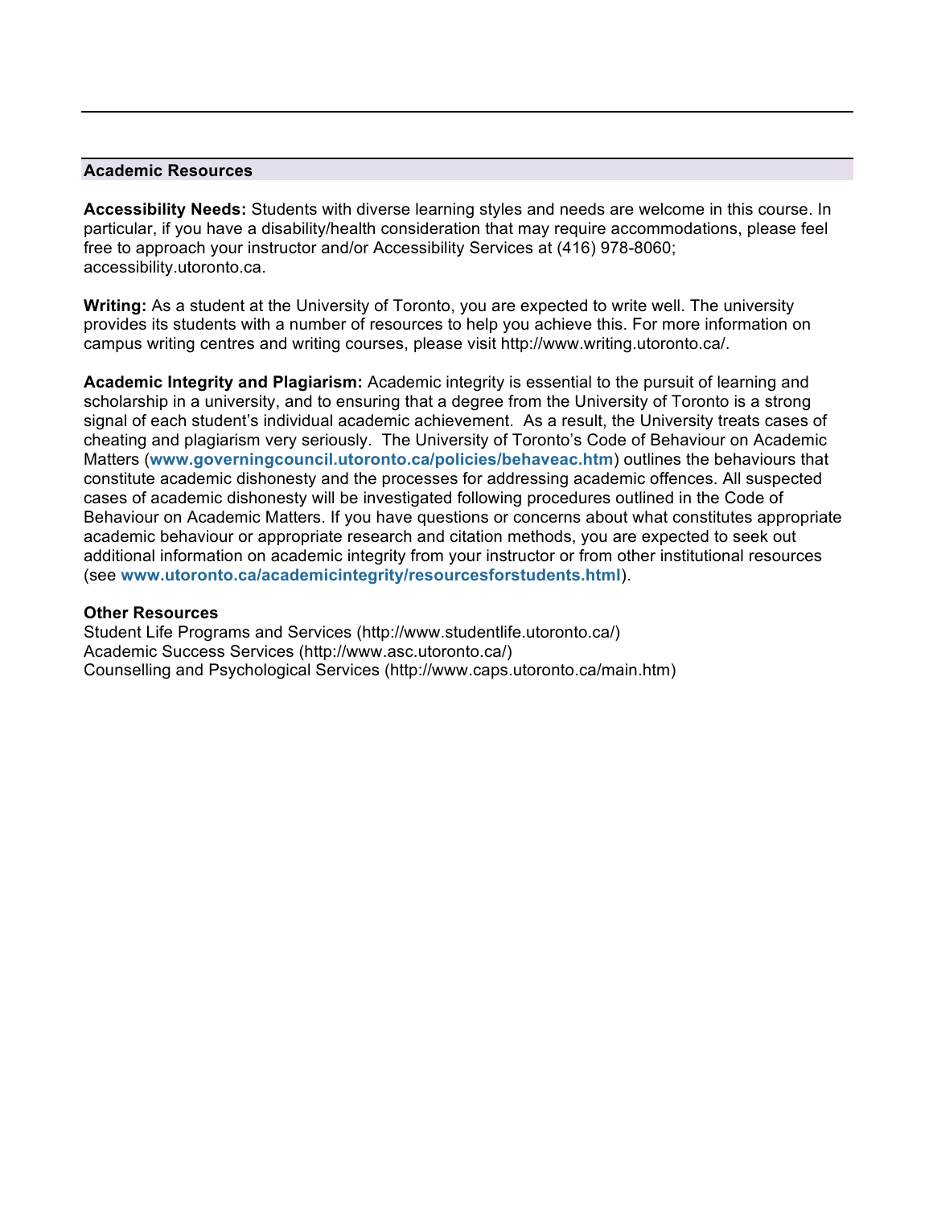## Academic Resources

**Accessibility Needs:** Students with diverse learning styles and needs are welcome in this course. In particular, if you have a disability/health consideration that may require accommodations, please feel free to approach your instructor and/or Accessibility Services at (416) 978-8060; accessibility.utoronto.ca.

**Writing:** As a student at the University of Toronto, you are expected to write well. The university provides its students with a number of resources to help you achieve this. For more information on campus writing centres and writing courses, please visit http://www.writing.utoronto.ca/.

**Academic Integrity and Plagiarism:** Academic integrity is essential to the pursuit of learning and scholarship in a university, and to ensuring that a degree from the University of Toronto is a strong signal of each student's individual academic achievement. As a result, the University treats cases of cheating and plagiarism very seriously. The University of Toronto's Code of Behaviour on Academic Matters (**www.governingcouncil.utoronto.ca/policies/behaveac.htm**) outlines the behaviours that constitute academic dishonesty and the processes for addressing academic offences. All suspected cases of academic dishonesty will be investigated following procedures outlined in the Code of Behaviour on Academic Matters. If you have questions or concerns about what constitutes appropriate academic behaviour or appropriate research and citation methods, you are expected to seek out additional information on academic integrity from your instructor or from other institutional resources (see **www.utoronto.ca/academicintegrity/resourcesforstudents.html**).

**Other Resources**

Student Life Programs and Services (http://www.studentlife.utoronto.ca/)
Academic Success Services (http://www.asc.utoronto.ca/)
Counselling and Psychological Services (http://www.caps.utoronto.ca/main.htm)